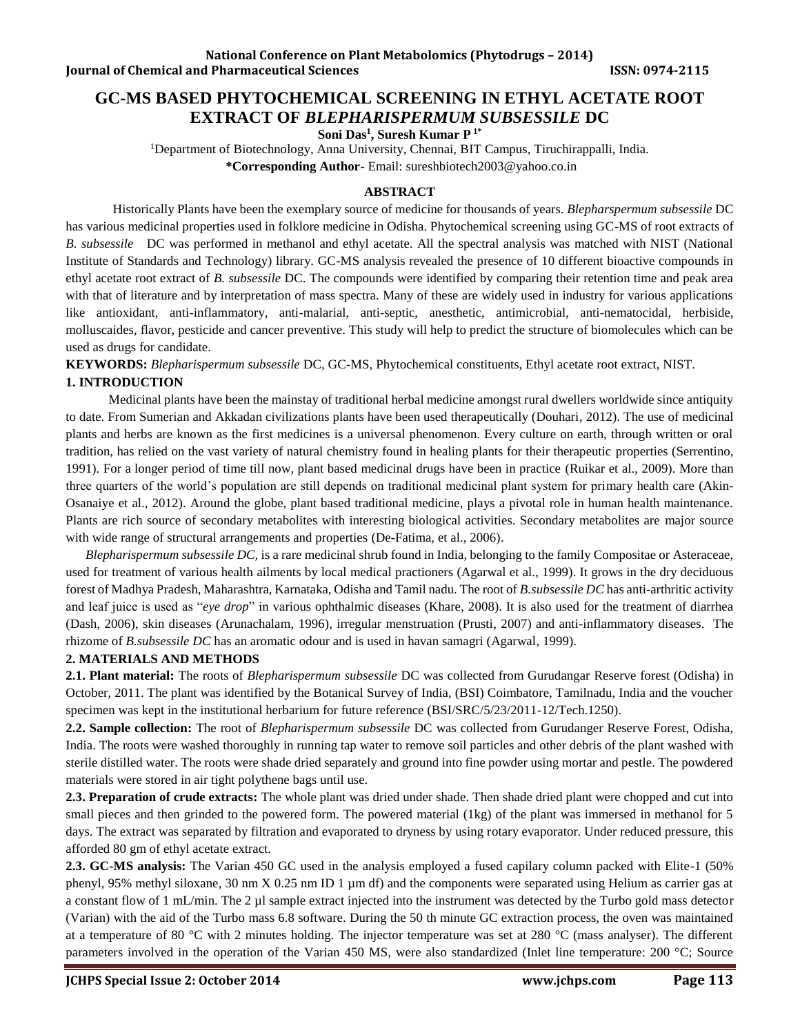# GC-MS BASED PHYTOCHEMICAL SCREENING IN ETHYL ACETATE ROOT EXTRACT OF *BLEPHARISPERMUM SUBSESSILE* DC

**Soni Das[1], Suresh Kumar P [1*]**

[1]Department of Biotechnology, Anna University, Chennai, BIT Campus, Tiruchirappalli, India.

**\*Corresponding Author**- Email: sureshbiotech2003@yahoo.co.in

## ABSTRACT

Historically Plants have been the exemplary source of medicine for thousands of years. *Blepharspermum subsessile* DC has various medicinal properties used in folklore medicine in Odisha. Phytochemical screening using GC-MS of root extracts of *B. subsessile* DC was performed in methanol and ethyl acetate. All the spectral analysis was matched with NIST (National Institute of Standards and Technology) library. GC-MS analysis revealed the presence of 10 different bioactive compounds in ethyl acetate root extract of *B. subsessile* DC. The compounds were identified by comparing their retention time and peak area with that of literature and by interpretation of mass spectra. Many of these are widely used in industry for various applications like antioxidant, anti-inflammatory, anti-malarial, anti-septic, anesthetic, antimicrobial, anti-nematocidal, herbiside, molluscaides, flavor, pesticide and cancer preventive. This study will help to predict the structure of biomolecules which can be used as drugs for candidate.

**KEYWORDS:** *Blepharispermum subsessile* DC, GC-MS, Phytochemical constituents, Ethyl acetate root extract, NIST.

## 1. INTRODUCTION

Medicinal plants have been the mainstay of traditional herbal medicine amongst rural dwellers worldwide since antiquity to date. From Sumerian and Akkadan civilizations plants have been used therapeutically (Douhari, 2012). The use of medicinal plants and herbs are known as the first medicines is a universal phenomenon. Every culture on earth, through written or oral tradition, has relied on the vast variety of natural chemistry found in healing plants for their therapeutic properties (Serrentino, 1991). For a longer period of time till now, plant based medicinal drugs have been in practice (Ruikar et al., 2009). More than three quarters of the world's population are still depends on traditional medicinal plant system for primary health care (Akin-Osanaiye et al., 2012). Around the globe, plant based traditional medicine, plays a pivotal role in human health maintenance. Plants are rich source of secondary metabolites with interesting biological activities. Secondary metabolites are major source with wide range of structural arrangements and properties (De-Fatima, et al., 2006).

*Blepharispermum subsessile DC,* is a rare medicinal shrub found in India, belonging to the family Compositae or Asteraceae, used for treatment of various health ailments by local medical practioners (Agarwal et al., 1999). It grows in the dry deciduous forest of Madhya Pradesh, Maharashtra, Karnataka, Odisha and Tamil nadu. The root of *B.subsessile DC* has anti-arthritic activity and leaf juice is used as "*eye drop*" in various ophthalmic diseases (Khare, 2008). It is also used for the treatment of diarrhea (Dash, 2006), skin diseases (Arunachalam, 1996), irregular menstruation (Prusti, 2007) and anti-inflammatory diseases. The rhizome of *B.subsessile DC* has an aromatic odour and is used in havan samagri (Agarwal, 1999).

## 2. MATERIALS AND METHODS

**2.1. Plant material:** The roots of *Blepharispermum subsessile* DC was collected from Gurudangar Reserve forest (Odisha) in October, 2011. The plant was identified by the Botanical Survey of India, (BSI) Coimbatore, Tamilnadu, India and the voucher specimen was kept in the institutional herbarium for future reference (BSI/SRC/5/23/2011-12/Tech.1250).

**2.2. Sample collection:** The root of *Blepharispermum subsessile* DC was collected from Gurudanger Reserve Forest, Odisha, India. The roots were washed thoroughly in running tap water to remove soil particles and other debris of the plant washed with sterile distilled water. The roots were shade dried separately and ground into fine powder using mortar and pestle. The powdered materials were stored in air tight polythene bags until use.

**2.3. Preparation of crude extracts:** The whole plant was dried under shade. Then shade dried plant were chopped and cut into small pieces and then grinded to the powered form. The powered material (1kg) of the plant was immersed in methanol for 5 days. The extract was separated by filtration and evaporated to dryness by using rotary evaporator. Under reduced pressure, this afforded 80 gm of ethyl acetate extract.

**2.3. GC-MS analysis:** The Varian 450 GC used in the analysis employed a fused capilary column packed with Elite-1 (50% phenyl, 95% methyl siloxane, 30 nm X 0.25 nm ID 1 µm df) and the components were separated using Helium as carrier gas at a constant flow of 1 mL/min. The 2 µl sample extract injected into the instrument was detected by the Turbo gold mass detector (Varian) with the aid of the Turbo mass 6.8 software. During the 50 th minute GC extraction process, the oven was maintained at a temperature of 80 °C with 2 minutes holding. The injector temperature was set at 280 °C (mass analyser). The different parameters involved in the operation of the Varian 450 MS, were also standardized (Inlet line temperature: 200 °C; Source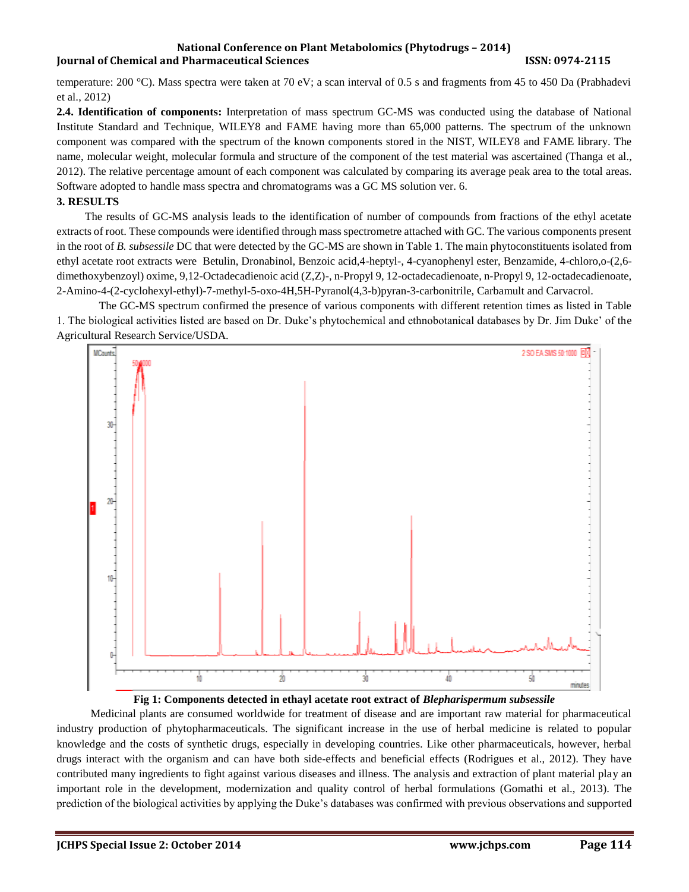temperature: 200 °C). Mass spectra were taken at 70 eV; a scan interval of 0.5 s and fragments from 45 to 450 Da (Prabhadevi et al., 2012)

**2.4. Identification of components:** Interpretation of mass spectrum GC-MS was conducted using the database of National Institute Standard and Technique, WILEY8 and FAME having more than 65,000 patterns. The spectrum of the unknown component was compared with the spectrum of the known components stored in the NIST, WILEY8 and FAME library. The name, molecular weight, molecular formula and structure of the component of the test material was ascertained (Thanga et al., 2012). The relative percentage amount of each component was calculated by comparing its average peak area to the total areas. Software adopted to handle mass spectra and chromatograms was a GC MS solution ver. 6.

## 3. RESULTS

The results of GC-MS analysis leads to the identification of number of compounds from fractions of the ethyl acetate extracts of root. These compounds were identified through mass spectrometre attached with GC. The various components present in the root of *B. subsessile* DC that were detected by the GC-MS are shown in Table 1. The main phytoconstituents isolated from ethyl acetate root extracts were Betulin, Dronabinol, Benzoic acid,4-heptyl-, 4-cyanophenyl ester, Benzamide, 4-chloro,o-(2,6-dimethoxybenzoyl) oxime, 9,12-Octadecadienoic acid (Z,Z)-, n-Propyl 9, 12-octadecadienoate, n-Propyl 9, 12-octadecadienoate, 2-Amino-4-(2-cyclohexyl-ethyl)-7-methyl-5-oxo-4H,5H-Pyranol(4,3-b)pyran-3-carbonitrile, Carbamult and Carvacrol.

The GC-MS spectrum confirmed the presence of various components with different retention times as listed in Table 1. The biological activities listed are based on Dr. Duke's phytochemical and ethnobotanical databases by Dr. Jim Duke' of the Agricultural Research Service/USDA.

**Fig 1: Components detected in ethayl acetate root extract of *Blepharispermum subsessile***

Medicinal plants are consumed worldwide for treatment of disease and are important raw material for pharmaceutical industry production of phytopharmaceuticals. The significant increase in the use of herbal medicine is related to popular knowledge and the costs of synthetic drugs, especially in developing countries. Like other pharmaceuticals, however, herbal drugs interact with the organism and can have both side-effects and beneficial effects (Rodrigues et al., 2012). They have contributed many ingredients to fight against various diseases and illness. The analysis and extraction of plant material play an important role in the development, modernization and quality control of herbal formulations (Gomathi et al., 2013). The prediction of the biological activities by applying the Duke's databases was confirmed with previous observations and supported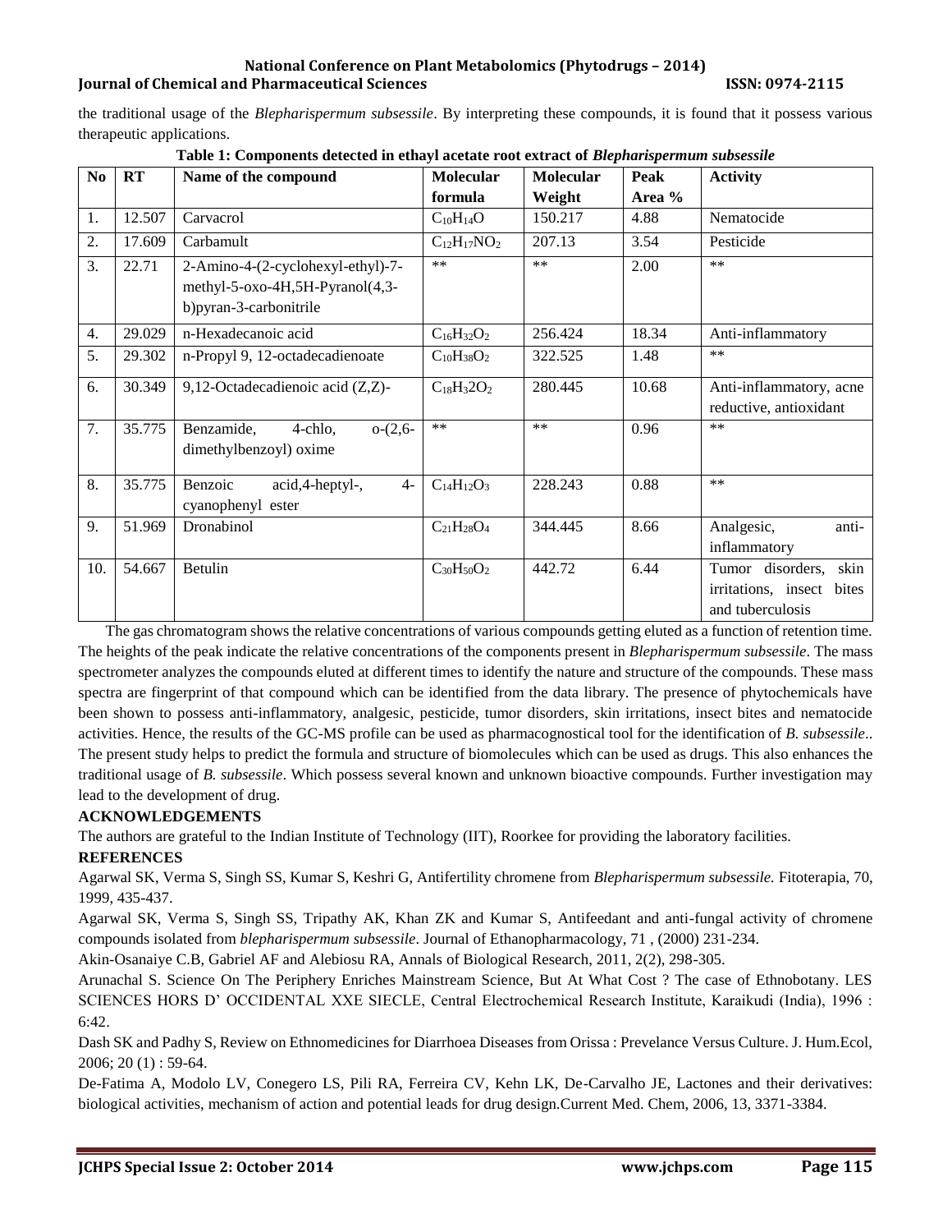the traditional usage of the *Blepharispermum subsessile*. By interpreting these compounds, it is found that it possess various therapeutic applications.

**Table 1: Components detected in ethayl acetate root extract of *Blepharispermum subsessile***

| No | RT | Name of the compound | Molecular formula | Molecular Weight | Peak Area % | Activity |
|---|---|---|---|---|---|---|
| 1. | 12.507 | Carvacrol | $C_{10}H_{14}O$ | 150.217 | 4.88 | Nematocide |
| 2. | 17.609 | Carbamult | $C_{12}H_{17}NO_2$ | 207.13 | 3.54 | Pesticide |
| 3. | 22.71 | 2-Amino-4-(2-cyclohexyl-ethyl)-7-methyl-5-oxo-4H,5H-Pyranol(4,3-b)pyran-3-carbonitrile | ** | ** | 2.00 | ** |
| 4. | 29.029 | n-Hexadecanoic acid | $C_{16}H_{32}O_2$ | 256.424 | 18.34 | Anti-inflammatory |
| 5. | 29.302 | n-Propyl 9, 12-octadecadienoate | $C_{10}H_{38}O_2$ | 322.525 | 1.48 | ** |
| 6. | 30.349 | 9,12-Octadecadienoic acid (Z,Z)- | $C_{18}H_32O_2$ | 280.445 | 10.68 | Anti-inflammatory, acne reductive, antioxidant |
| 7. | 35.775 | Benzamide, 4-chlo, o-(2,6-dimethylbenzoyl) oxime | ** | ** | 0.96 | ** |
| 8. | 35.775 | Benzoic acid,4-heptyl-, 4-cyanophenyl ester | $C_{14}H_{12}O_3$ | 228.243 | 0.88 | ** |
| 9. | 51.969 | Dronabinol | $C_{21}H_{28}O_4$ | 344.445 | 8.66 | Analgesic, anti-inflammatory |
| 10. | 54.667 | Betulin | $C_{30}H_{50}O_2$ | 442.72 | 6.44 | Tumor disorders, skin irritations, insect bites and tuberculosis |

The gas chromatogram shows the relative concentrations of various compounds getting eluted as a function of retention time. The heights of the peak indicate the relative concentrations of the components present in *Blepharispermum subsessile*. The mass spectrometer analyzes the compounds eluted at different times to identify the nature and structure of the compounds. These mass spectra are fingerprint of that compound which can be identified from the data library. The presence of phytochemicals have been shown to possess anti-inflammatory, analgesic, pesticide, tumor disorders, skin irritations, insect bites and nematocide activities. Hence, the results of the GC-MS profile can be used as pharmacognostical tool for the identification of *B. subsessile*.. The present study helps to predict the formula and structure of biomolecules which can be used as drugs. This also enhances the traditional usage of *B. subsessile*. Which possess several known and unknown bioactive compounds. Further investigation may lead to the development of drug.

**ACKNOWLEDGEMENTS**

The authors are grateful to the Indian Institute of Technology (IIT), Roorkee for providing the laboratory facilities.

**REFERENCES**

Agarwal SK, Verma S, Singh SS, Kumar S, Keshri G, Antifertility chromene from *Blepharisgermum subsessile.* Fitoterapia, 70, 1999, 435-437.

Agarwal SK, Verma S, Singh SS, Tripathy AK, Khan ZK and Kumar S, Antifeedant and anti-fungal activity of chromene compounds isolated from *blepharispermum subsessile*. Journal of Ethanopharmacology, 71 , (2000) 231-234.

Akin-Osanaiye C.B, Gabriel AF and Alebiosu RA, Annals of Biological Research, 2011, 2(2), 298-305.

Arunachal S. Science On The Periphery Enriches Mainstream Science, But At What Cost ? The case of Ethnobotany. LES SCIENCES HORS D' OCCIDENTAL XXE SIECLE, Central Electrochemical Research Institute, Karaikudi (India), 1996 : 6:42.

Dash SK and Padhy S, Review on Ethnomedicines for Diarrhoea Diseases from Orissa : Prevelance Versus Culture. J. Hum.Ecol, 2006; 20 (1) : 59-64.

De-Fatima A, Modolo LV, Conegero LS, Pili RA, Ferreira CV, Kehn LK, De-Carvalho JE, Lactones and their derivatives: biological activities, mechanism of action and potential leads for drug design.Current Med. Chem, 2006, 13, 3371-3384.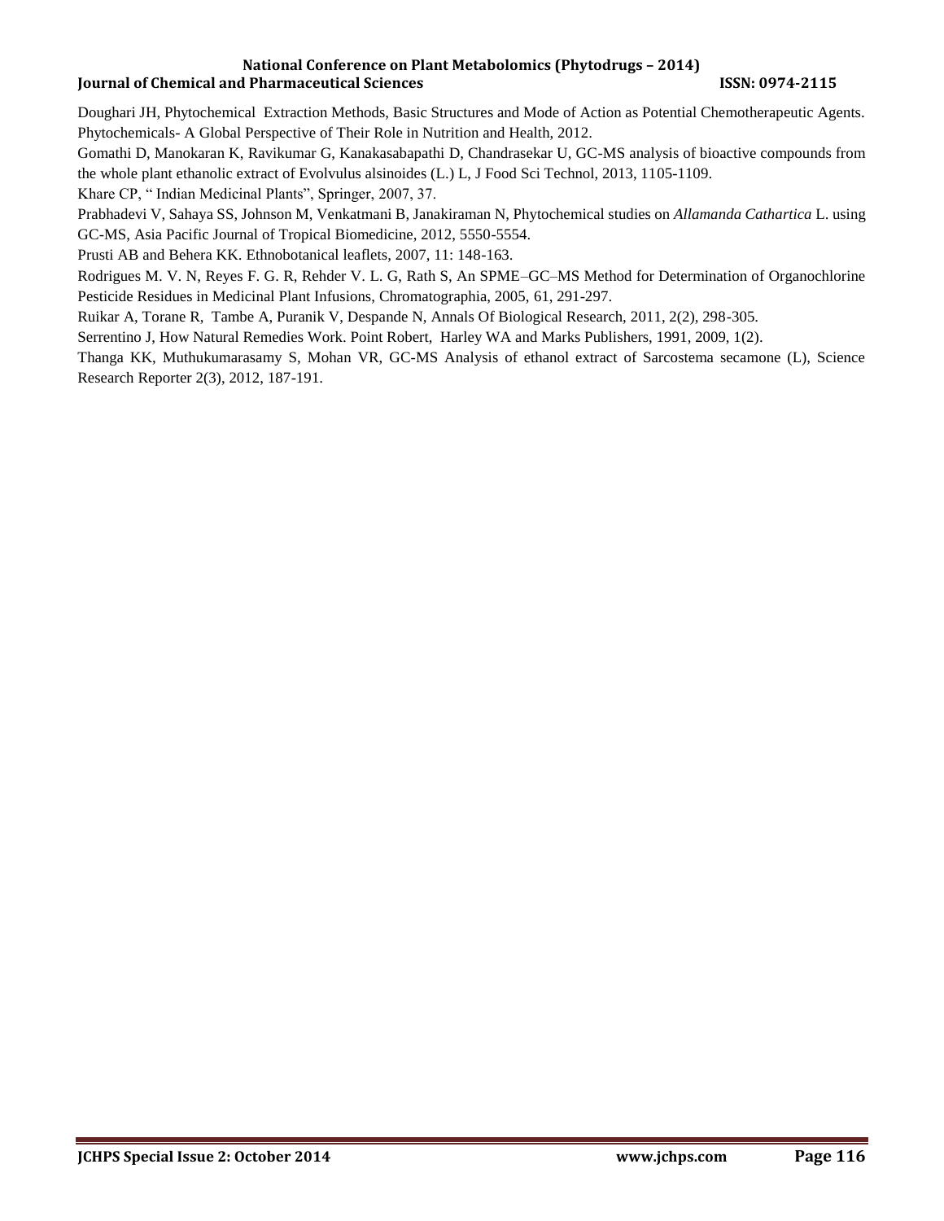Doughari JH, Phytochemical Extraction Methods, Basic Structures and Mode of Action as Potential Chemotherapeutic Agents. Phytochemicals- A Global Perspective of Their Role in Nutrition and Health, 2012.

Gomathi D, Manokaran K, Ravikumar G, Kanakasabapathi D, Chandrasekar U, GC-MS analysis of bioactive compounds from the whole plant ethanolic extract of Evolvulus alsinoides (L.) L, J Food Sci Technol, 2013, 1105-1109.

Khare CP, " Indian Medicinal Plants", Springer, 2007, 37.

Prabhadevi V, Sahaya SS, Johnson M, Venkatmani B, Janakiraman N, Phytochemical studies on *Allamanda Cathartica* L. using GC-MS, Asia Pacific Journal of Tropical Biomedicine, 2012, 5550-5554.

Prusti AB and Behera KK. Ethnobotanical leaflets, 2007, 11: 148-163.

Rodrigues M. V. N, Reyes F. G. R, Rehder V. L. G, Rath S, An SPME–GC–MS Method for Determination of Organochlorine Pesticide Residues in Medicinal Plant Infusions, Chromatographia, 2005, 61, 291-297.

Ruikar A, Torane R, Tambe A, Puranik V, Despande N, Annals Of Biological Research, 2011, 2(2), 298-305.

Serrentino J, How Natural Remedies Work. Point Robert, Harley WA and Marks Publishers, 1991, 2009, 1(2).

Thanga KK, Muthukumarasamy S, Mohan VR, GC-MS Analysis of ethanol extract of Sarcostema secamone (L), Science Research Reporter 2(3), 2012, 187-191.